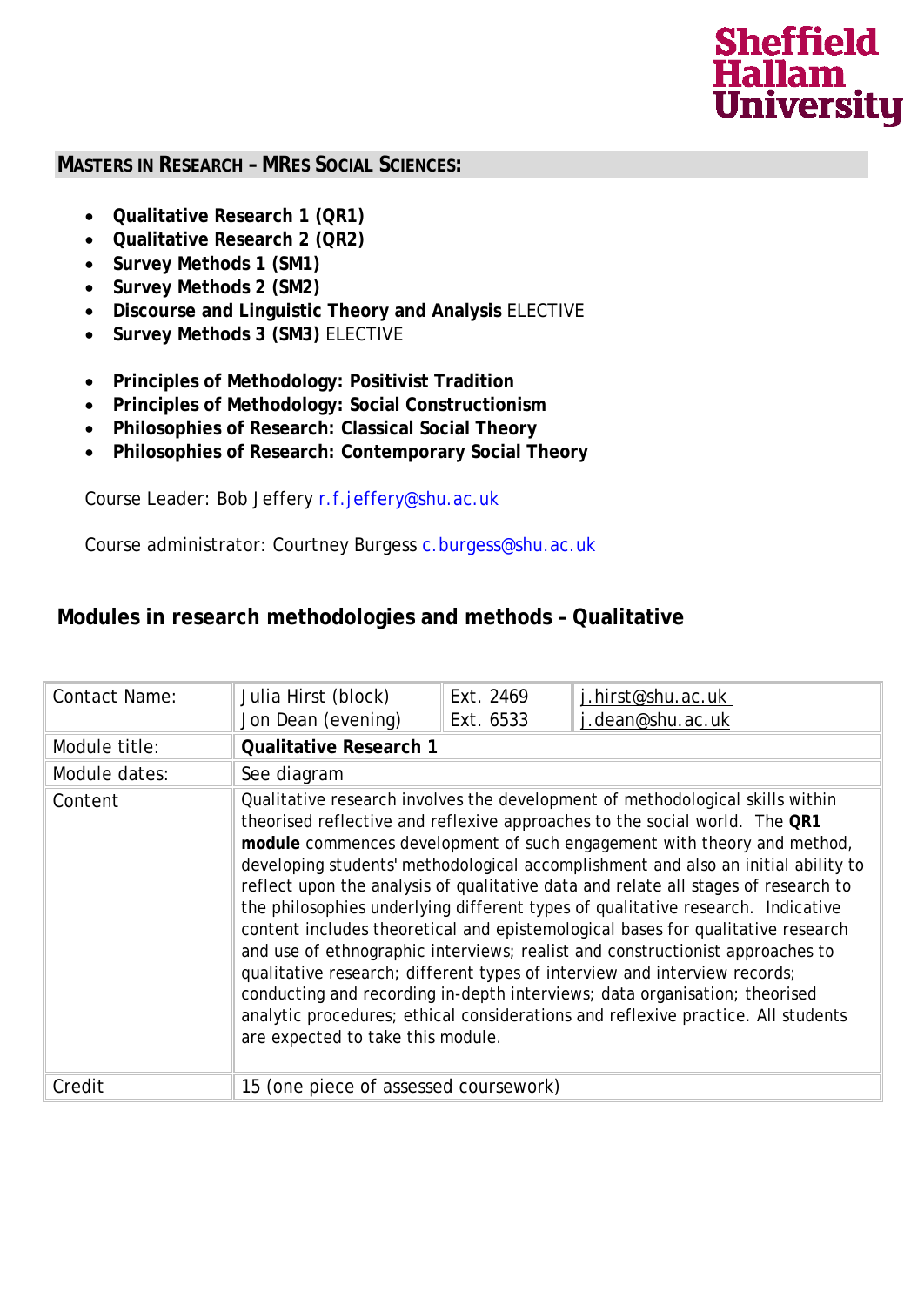## MASTERS IN RESEARCH – MRES SOCIAL SCIENCES:

- **Qualitative Research 1 (QR1)**
- **Qualitative Research 2 (QR2)**
- **Survey Methods 1 (SM1)**
- **Survey Methods 2 (SM2)**
- **Discourse and Linguistic Theory and Analysis** ELECTIVE
- **Survey Methods 3 (SM3)** ELECTIVE

- **Principles of Methodology: Positivist Tradition**
- **Principles of Methodology: Social Constructionism**
- **Philosophies of Research: Classical Social Theory**
- **Philosophies of Research: Contemporary Social Theory**

Course Leader: Bob Jeffery r.f.jeffery@shu.ac.uk

Course administrator: Courtney Burgess c.burgess@shu.ac.uk

## Modules in research methodologies and methods – Qualitative

| Contact Name: | Julia Hirst (block)<br>Jon Dean (evening) | Ext. 2469<br>Ext. 6533 | j.hirst@shu.ac.uk<br>j.dean@shu.ac.uk |
|---|---|---|---|
| Module title: | **Qualitative Research 1** | | |
| Module dates: | See diagram | | |
| Content | Qualitative research involves the development of methodological skills within theorised reflective and reflexive approaches to the social world. The **QR1 module** commences development of such engagement with theory and method, developing students' methodological accomplishment and also an initial ability to reflect upon the analysis of qualitative data and relate all stages of research to the philosophies underlying different types of qualitative research. Indicative content includes theoretical and epistemological bases for qualitative research and use of ethnographic interviews; realist and constructionist approaches to qualitative research; different types of interview and interview records; conducting and recording in-depth interviews; data organisation; theorised analytic procedures; ethical considerations and reflexive practice. All students are expected to take this module. | | |
| Credit | 15 (one piece of assessed coursework) | | |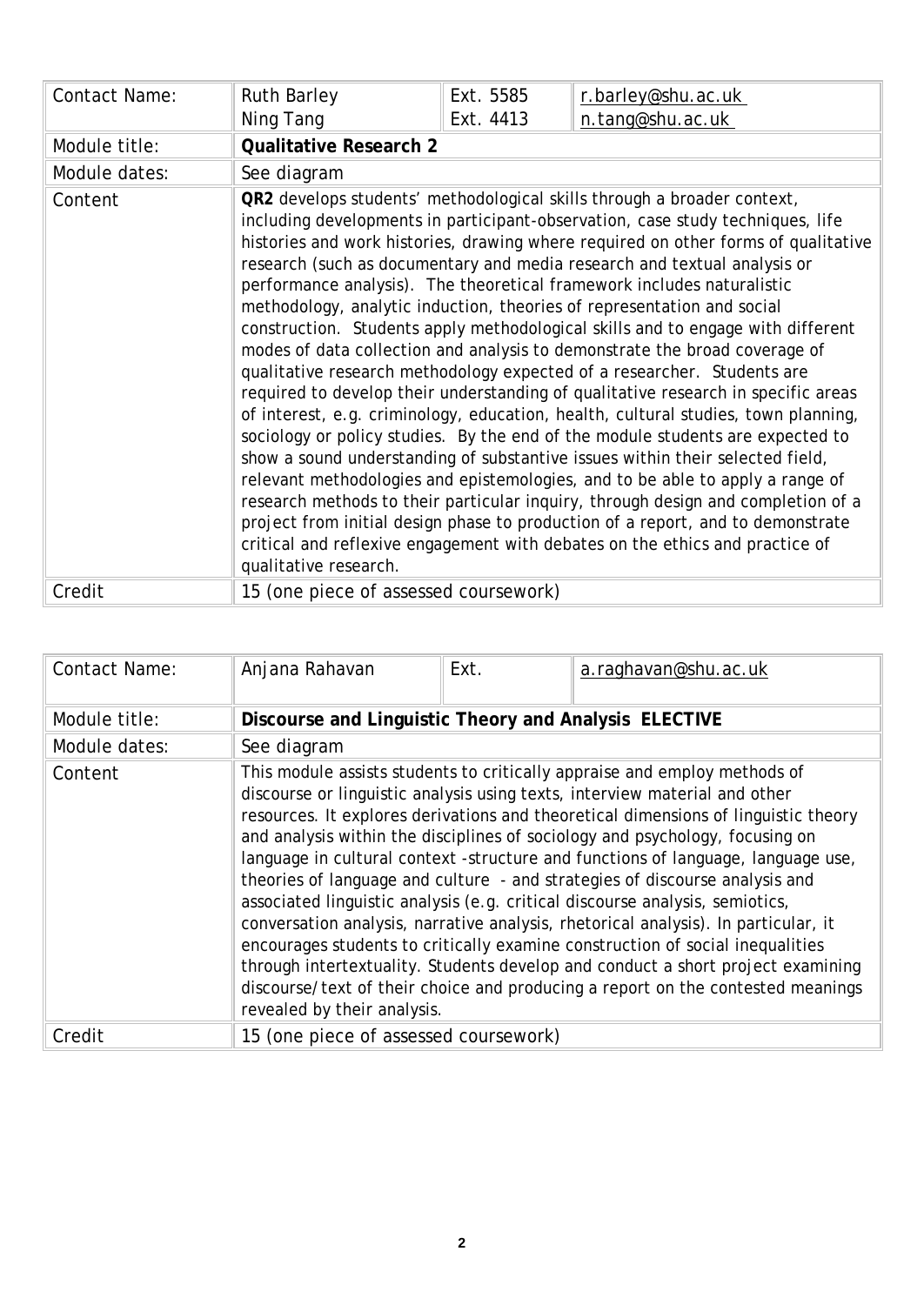| Contact Name: | Ruth Barley<br>Ning Tang | Ext. 5585<br>Ext. 4413 | r.barley@shu.ac.uk<br>n.tang@shu.ac.uk |
|---|---|---|---|
| Module title: | **Qualitative Research 2** | | |
| Module dates: | See diagram | | |
| Content | **QR2** develops students' methodological skills through a broader context, including developments in participant-observation, case study techniques, life histories and work histories, drawing where required on other forms of qualitative research (such as documentary and media research and textual analysis or performance analysis). The theoretical framework includes naturalistic methodology, analytic induction, theories of representation and social construction. Students apply methodological skills and to engage with different modes of data collection and analysis to demonstrate the broad coverage of qualitative research methodology expected of a researcher. Students are required to develop their understanding of qualitative research in specific areas of interest, e.g. criminology, education, health, cultural studies, town planning, sociology or policy studies. By the end of the module students are expected to show a sound understanding of substantive issues within their selected field, relevant methodologies and epistemologies, and to be able to apply a range of research methods to their particular inquiry, through design and completion of a project from initial design phase to production of a report, and to demonstrate critical and reflexive engagement with debates on the ethics and practice of qualitative research. | | |
| Credit | 15 (one piece of assessed coursework) | | |

| Contact Name: | Anjana Rahavan | Ext. | a.raghavan@shu.ac.uk |
|---|---|---|---|
| Module title: | **Discourse and Linguistic Theory and Analysis ELECTIVE** | | |
| Module dates: | See diagram | | |
| Content | This module assists students to critically appraise and employ methods of discourse or linguistic analysis using texts, interview material and other resources. It explores derivations and theoretical dimensions of linguistic theory and analysis within the disciplines of sociology and psychology, focusing on language in cultural context -structure and functions of language, language use, theories of language and culture - and strategies of discourse analysis and associated linguistic analysis (e.g. critical discourse analysis, semiotics, conversation analysis, narrative analysis, rhetorical analysis). In particular, it encourages students to critically examine construction of social inequalities through intertextuality. Students develop and conduct a short project examining discourse/text of their choice and producing a report on the contested meanings revealed by their analysis. | | |
| Credit | 15 (one piece of assessed coursework) | | |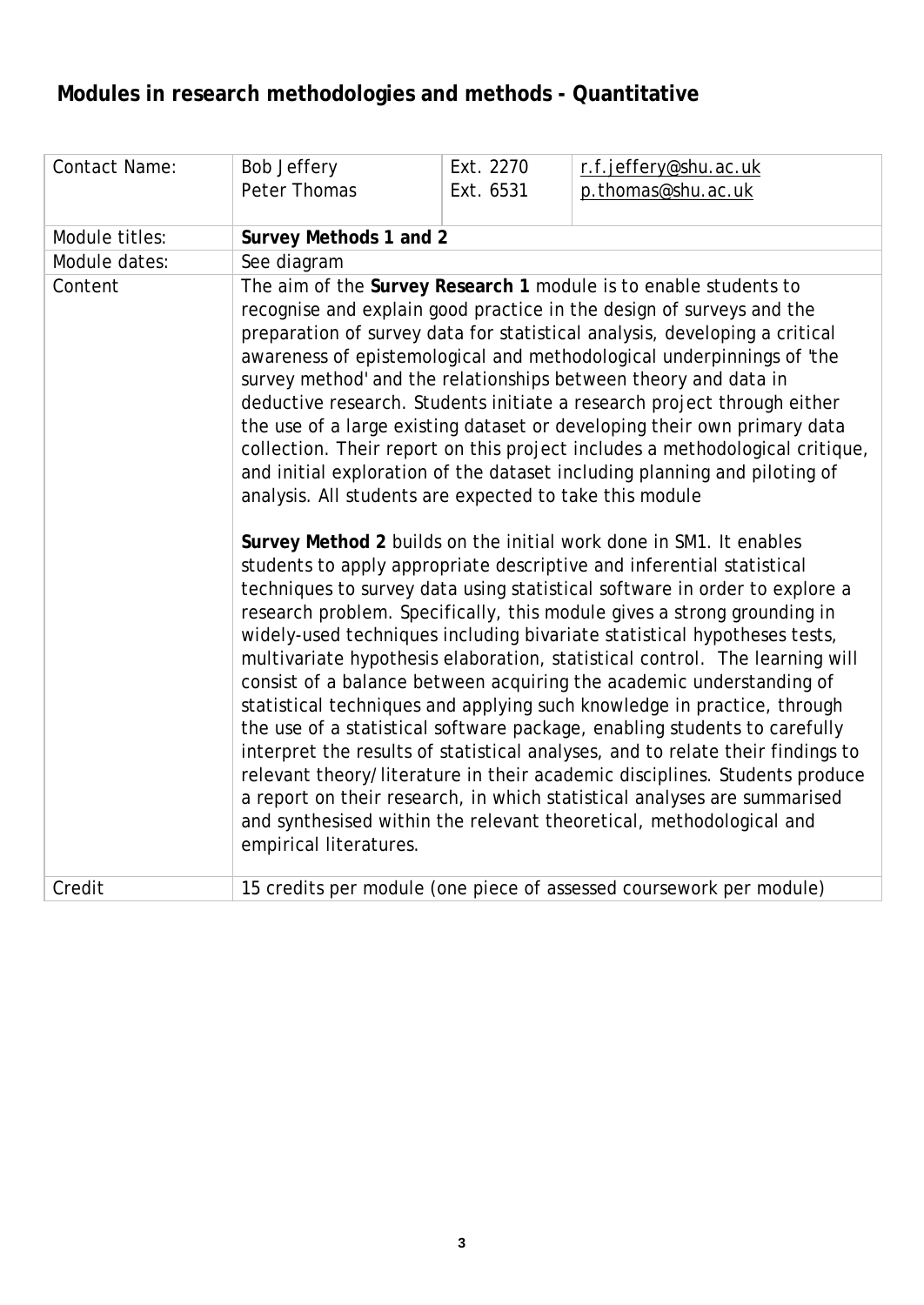## Modules in research methodologies and methods - Quantitative

| Contact Name: | Bob Jeffery<br>Peter Thomas | Ext. 2270<br>Ext. 6531 | r.f.jeffery@shu.ac.uk<br>p.thomas@shu.ac.uk |
|---|---|---|---|
| Module titles: | **Survey Methods 1 and 2** | | |
| Module dates: | See diagram | | |
| Content | The aim of the **Survey Research 1** module is to enable students to recognise and explain good practice in the design of surveys and the preparation of survey data for statistical analysis, developing a critical awareness of epistemological and methodological underpinnings of 'the survey method' and the relationships between theory and data in deductive research. Students initiate a research project through either the use of a large existing dataset or developing their own primary data collection. Their report on this project includes a methodological critique, and initial exploration of the dataset including planning and piloting of analysis. All students are expected to take this module<br><br>**Survey Method 2** builds on the initial work done in SM1. It enables students to apply appropriate descriptive and inferential statistical techniques to survey data using statistical software in order to explore a research problem. Specifically, this module gives a strong grounding in widely-used techniques including bivariate statistical hypotheses tests, multivariate hypothesis elaboration, statistical control. The learning will consist of a balance between acquiring the academic understanding of statistical techniques and applying such knowledge in practice, through the use of a statistical software package, enabling students to carefully interpret the results of statistical analyses, and to relate their findings to relevant theory/literature in their academic disciplines. Students produce a report on their research, in which statistical analyses are summarised and synthesised within the relevant theoretical, methodological and empirical literatures. | | |
| Credit | 15 credits per module (one piece of assessed coursework per module) | | |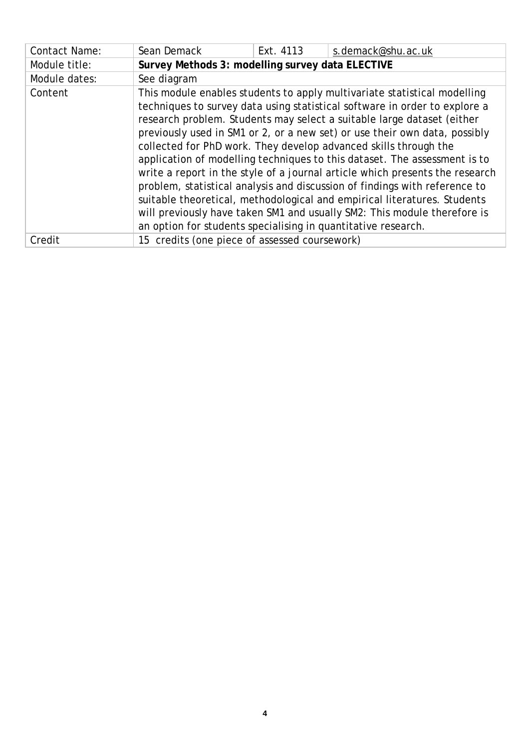| Contact Name: | Sean Demack | Ext. 4113 | s.demack@shu.ac.uk |
|---|---|---|---|
| Module title: | **Survey Methods 3: modelling survey data ELECTIVE** | | |
| Module dates: | See diagram | | |
| Content | This module enables students to apply multivariate statistical modelling techniques to survey data using statistical software in order to explore a research problem. Students may select a suitable large dataset (either previously used in SM1 or 2, or a new set) or use their own data, possibly collected for PhD work. They develop advanced skills through the application of modelling techniques to this dataset. The assessment is to write a report in the style of a journal article which presents the research problem, statistical analysis and discussion of findings with reference to suitable theoretical, methodological and empirical literatures. Students will previously have taken SM1 and usually SM2: This module therefore is an option for students specialising in quantitative research. | | |
| Credit | 15 credits (one piece of assessed coursework) | | |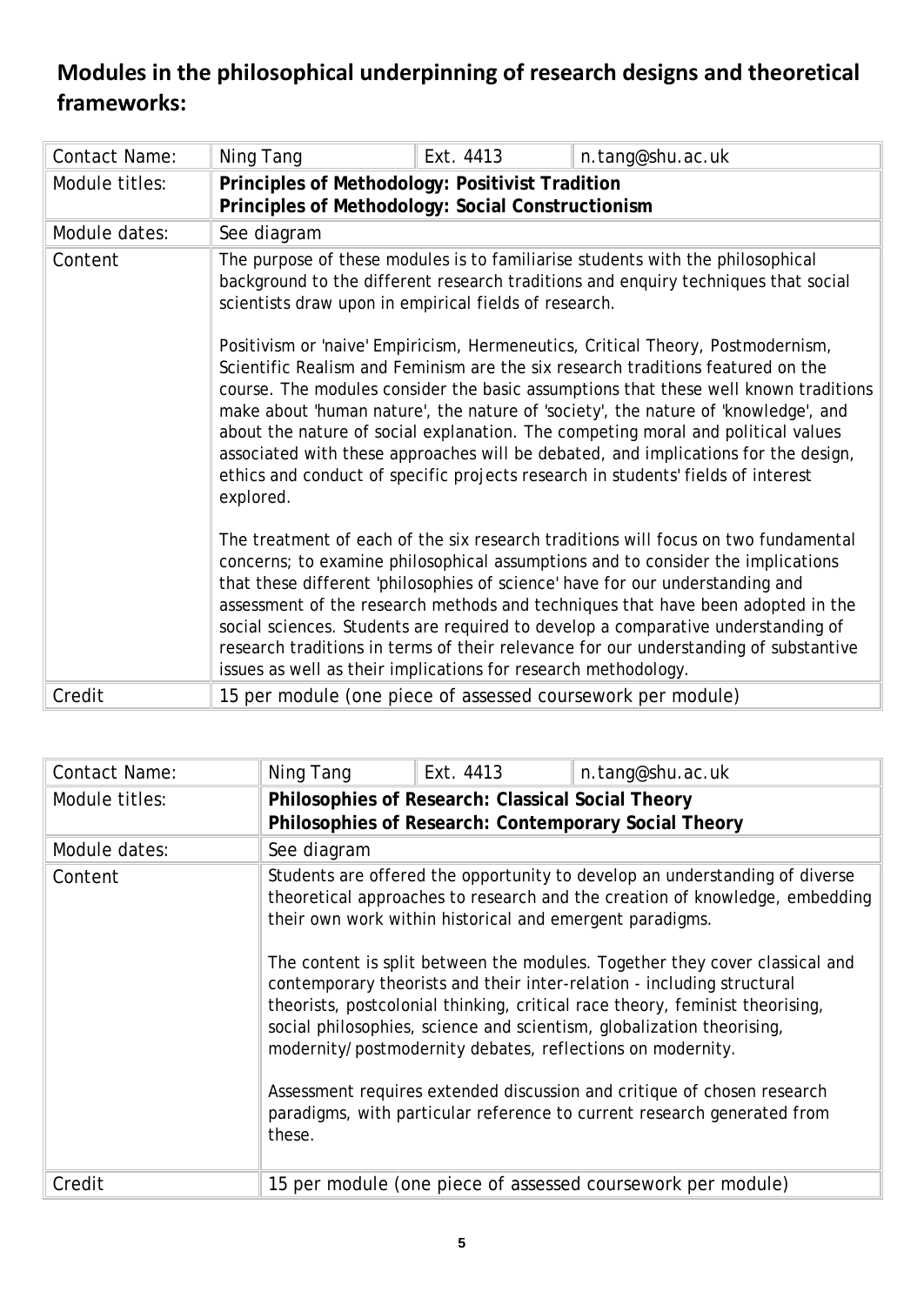## Modules in the philosophical underpinning of research designs and theoretical frameworks:

| | | | |
|---|---|---|---|
| Contact Name: | Ning Tang | Ext. 4413 | n.tang@shu.ac.uk |
| Module titles: | **Principles of Methodology: Positivist Tradition**<br>**Principles of Methodology: Social Constructionism** | | |
| Module dates: | See diagram | | |
| Content | The purpose of these modules is to familiarise students with the philosophical background to the different research traditions and enquiry techniques that social scientists draw upon in empirical fields of research.<br><br>Positivism or 'naive' Empiricism, Hermeneutics, Critical Theory, Postmodernism, Scientific Realism and Feminism are the six research traditions featured on the course. The modules consider the basic assumptions that these well known traditions make about 'human nature', the nature of 'society', the nature of 'knowledge', and about the nature of social explanation. The competing moral and political values associated with these approaches will be debated, and implications for the design, ethics and conduct of specific projects research in students' fields of interest explored.<br><br>The treatment of each of the six research traditions will focus on two fundamental concerns; to examine philosophical assumptions and to consider the implications that these different 'philosophies of science' have for our understanding and assessment of the research methods and techniques that have been adopted in the social sciences. Students are required to develop a comparative understanding of research traditions in terms of their relevance for our understanding of substantive issues as well as their implications for research methodology. | | |
| Credit | 15 per module (one piece of assessed coursework per module) | | |

| | | | |
|---|---|---|---|
| Contact Name: | Ning Tang | Ext. 4413 | n.tang@shu.ac.uk |
| Module titles: | **Philosophies of Research: Classical Social Theory**<br>**Philosophies of Research: Contemporary Social Theory** | | |
| Module dates: | See diagram | | |
| Content | Students are offered the opportunity to develop an understanding of diverse theoretical approaches to research and the creation of knowledge, embedding their own work within historical and emergent paradigms.<br><br>The content is split between the modules. Together they cover classical and contemporary theorists and their inter-relation - including structural theorists, postcolonial thinking, critical race theory, feminist theorising, social philosophies, science and scientism, globalization theorising, modernity/postmodernity debates, reflections on modernity.<br><br>Assessment requires extended discussion and critique of chosen research paradigms, with particular reference to current research generated from these. | | |
| Credit | 15 per module (one piece of assessed coursework per module) | | |